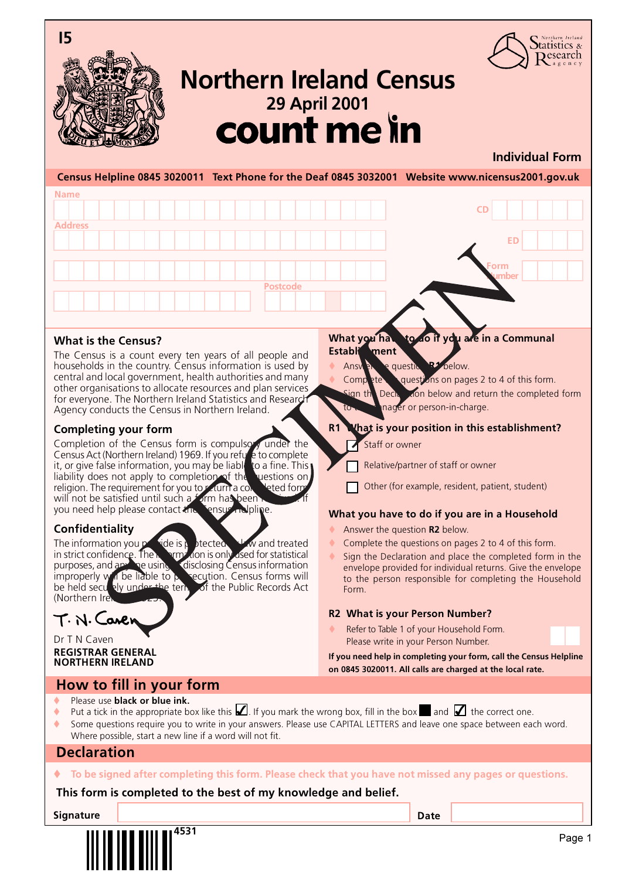I5

# Northern Ireland Census

## 29 April 2001

## count me in

Northern Ireland Statistics & Research Agency

**Individual Form**

**Census Helpline 0845 3020011  Text Phone for the Deaf 0845 3032001  Website www.nicensus2001.gov.uk**

Name

Address

Postcode

CD

ED

Form Number

SPECIMEN

### What is the Census?

The Census is a count every ten years of all people and households in the country. Census information is used by central and local government, health authorities and many other organisations to allocate resources and plan services for everyone. The Northern Ireland Statistics and Research Agency conducts the Census in Northern Ireland.

### Completing your form

Completion of the Census form is compulsory under the Census Act (Northern Ireland) 1969. If you refuse to complete it, or give false information, you may be liable to a fine. This liability does not apply to completion of the questions on religion. The requirement for you to return a completed form will not be satisfied until such a form has been received. If you need help please contact the Census Helpline.

### Confidentiality

The information you provide is protected by law and treated in strict confidence. The information is only used for statistical purposes, and anyone using or disclosing Census information improperly will be liable to prosecution. Census forms will be held securely under the terms of the Public Records Act (Northern Ireland) 1923.

T. N. Caven

Dr T N Caven
**REGISTRAR GENERAL**
**NORTHERN IRELAND**

### What you have to do if you are in a Communal Establishment

- Answer the question **R1** below.
- Complete the questions on pages 2 to 4 of this form.
- Sign the Declaration below and return the completed form to the manager or person-in-charge.

**R1 What is your position in this establishment?**

- ☑ Staff or owner
- ☐ Relative/partner of staff or owner
- ☐ Other (for example, resident, patient, student)

### What you have to do if you are in a Household

- Answer the question **R2** below.
- Complete the questions on pages 2 to 4 of this form.
- Sign the Declaration and place the completed form in the envelope provided for individual returns. Give the envelope to the person responsible for completing the Household Form.

**R2 What is your Person Number?**

- Refer to Table 1 of your Household Form. Please write in your Person Number.

**If you need help in completing your form, call the Census Helpline on 0845 3020011. All calls are charged at the local rate.**

## How to fill in your form

- Please use **black or blue ink.**
- Put a tick in the appropriate box like this ☑. If you mark the wrong box, fill in the box ■ and ☑ the correct one.
- Some questions require you to write in your answers. Please use CAPITAL LETTERS and leave one space between each word. Where possible, start a new line if a word will not fit.

## Declaration

- To be signed after completing this form. Please check that you have not missed any pages or questions.

**This form is completed to the best of my knowledge and belief.**

**Signature** ____________________ **Date** ____________

4531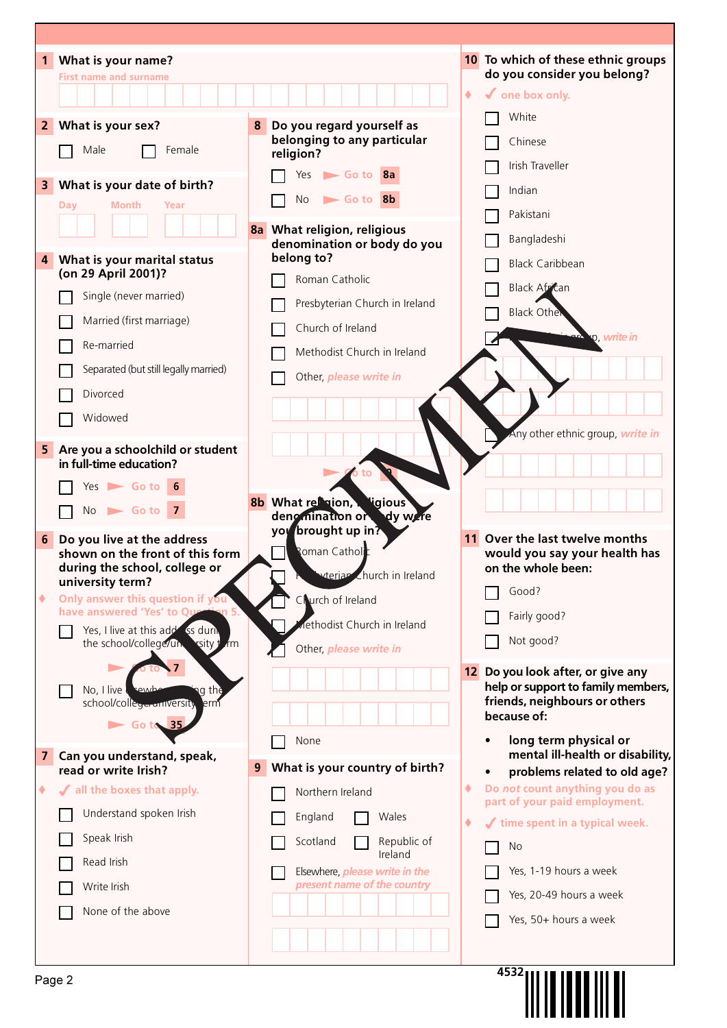**1** **What is your name?**

First name and surname

**2** **What is your sex?**

- ☐ Male
- ☐ Female

**3** **What is your date of birth?**

Day Month Year

**4** **What is your marital status (on 29 April 2001)?**

- ☐ Single (never married)
- ☐ Married (first marriage)
- ☐ Re-married
- ☐ Separated (but still legally married)
- ☐ Divorced
- ☐ Widowed

**5** **Are you a schoolchild or student in full-time education?**

- ☐ Yes ► Go to **6**
- ☐ No ► Go to **7**

**6** **Do you live at the address shown on the front of this form during the school, college or university term?**

♦ Only answer this question if you have answered 'Yes' to Question 5.

- ☐ Yes, I live at this address during the school/college/university term ► Go to **7**
- ☐ No, I live elsewhere during the school/college/university term ► Go to **35**

**7** **Can you understand, speak, read or write Irish?**

♦ ✓ all the boxes that apply.

- ☐ Understand spoken Irish
- ☐ Speak Irish
- ☐ Read Irish
- ☐ Write Irish
- ☐ None of the above

**8** **Do you regard yourself as belonging to any particular religion?**

- ☐ Yes ► Go to **8a**
- ☐ No ► Go to **8b**

**8a** **What religion, religious denomination or body do you belong to?**

- ☐ Roman Catholic
- ☐ Presbyterian Church in Ireland
- ☐ Church of Ireland
- ☐ Methodist Church in Ireland
- ☐ Other, please write in

► Go to **9**

**8b** **What religion, religious denomination or body were you brought up in?**

- ☐ Roman Catholic
- ☐ Presbyterian Church in Ireland
- ☐ Church of Ireland
- ☐ Methodist Church in Ireland
- ☐ Other, please write in
- ☐ None

**9** **What is your country of birth?**

- ☐ Northern Ireland
- ☐ England
- ☐ Wales
- ☐ Scotland
- ☐ Republic of Ireland
- ☐ Elsewhere, please write in the present name of the country

**10** **To which of these ethnic groups do you consider you belong?**

♦ ✓ one box only.

- ☐ White
- ☐ Chinese
- ☐ Irish Traveller
- ☐ Indian
- ☐ Pakistani
- ☐ Bangladeshi
- ☐ Black Caribbean
- ☐ Black African
- ☐ Black Other
- ☐ Mixed ethnic group, write in
- ☐ Any other ethnic group, write in

**11** **Over the last twelve months would you say your health has on the whole been:**

- ☐ Good?
- ☐ Fairly good?
- ☐ Not good?

**12** **Do you look after, or give any help or support to family members, friends, neighbours or others because of:**

- long term physical or mental ill-health or disability,
- problems related to old age?

♦ Do *not* count anything you do as part of your paid employment.

♦ ✓ time spent in a typical week.

- ☐ No
- ☐ Yes, 1-19 hours a week
- ☐ Yes, 20-49 hours a week
- ☐ Yes, 50+ hours a week

SPECIMEN

4532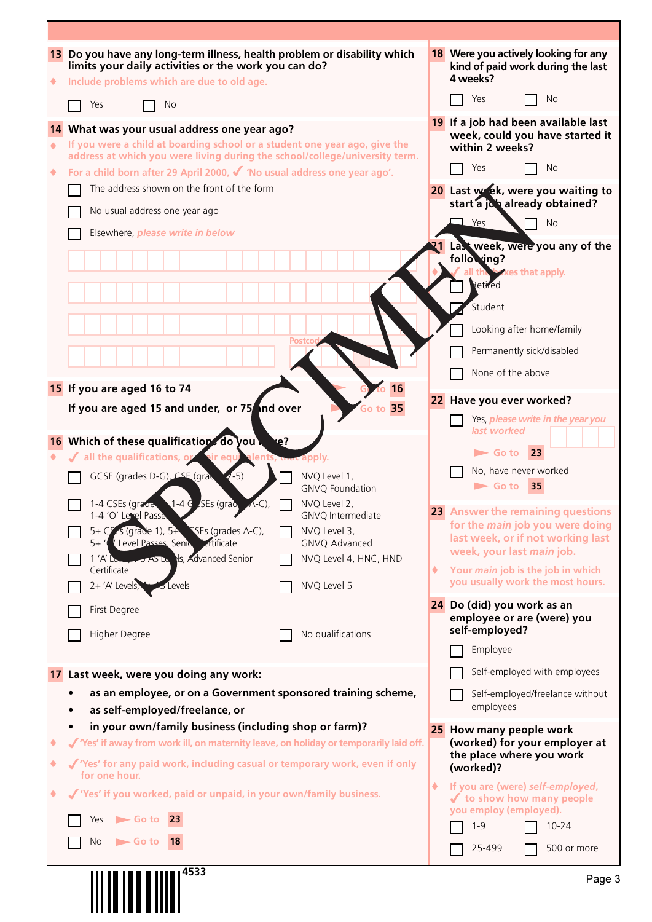**13 Do you have any long-term illness, health problem or disability which limits your daily activities or the work you can do?**

- Include problems which are due to old age.

☐ Yes ☐ No

**14 What was your usual address one year ago?**

- If you were a child at boarding school or a student one year ago, give the address at which you were living during the school/college/university term.
- For a child born after 29 April 2000, ✓ 'No usual address one year ago'.

☐ The address shown on the front of the form

☐ No usual address one year ago

☐ Elsewhere, *please write in below*

Postcode

**15 If you are aged 16 to 74** ► Go to **16**

**If you are aged 15 and under, or 75 and over** ► Go to **35**

**16 Which of these qualifications do you have?**

- ✓ all the qualifications, or their equivalents, that apply.

☐ GCSE (grades D-G), CSE (grades 2-5)

☐ 1-4 CSEs (grade 1), 1-4 GCSEs (grades A-C), 1-4 'O' Level Passes

☐ 5+ CSEs (grade 1), 5+ GCSEs (grades A-C), 5+ 'O' Level Passes, Senior Certificate

☐ 1 'A' Level, 1-3 AS Levels, Advanced Senior Certificate

☐ 2+ 'A' Levels, 4+ AS Levels

☐ First Degree

☐ Higher Degree

☐ NVQ Level 1, GNVQ Foundation

☐ NVQ Level 2, GNVQ Intermediate

☐ NVQ Level 3, GNVQ Advanced

☐ NVQ Level 4, HNC, HND

☐ NVQ Level 5

☐ No qualifications

**17 Last week, were you doing any work:**

- **as an employee, or on a Government sponsored training scheme,**
- **as self-employed/freelance, or**
- **in your own/family business (including shop or farm)?**

- ✓ 'Yes' if away from work ill, on maternity leave, on holiday or temporarily laid off.
- ✓ 'Yes' for any paid work, including casual or temporary work, even if only for one hour.
- ✓ 'Yes' if you worked, paid or unpaid, in your own/family business.

☐ Yes ► Go to **23**

☐ No ► Go to **18**

**18 Were you actively looking for any kind of paid work during the last 4 weeks?**

☐ Yes ☐ No

**19 If a job had been available last week, could you have started it within 2 weeks?**

☐ Yes ☐ No

**20 Last week, were you waiting to start a job already obtained?**

☐ Yes ☐ No

**21 Last week, were you any of the following?**

- ✓ all the boxes that apply.

☐ Retired

☐ Student

☐ Looking after home/family

☐ Permanently sick/disabled

☐ None of the above

**22 Have you ever worked?**

☐ Yes, *please write in the year you last worked*

► Go to **23**

☐ No, have never worked

► Go to **35**

**23 Answer the remaining questions for the *main* job you were doing last week, or if not working last week, your last *main* job.**

- Your *main* job is the job in which you usually work the most hours.

**24 Do (did) you work as an employee or are (were) you self-employed?**

☐ Employee

☐ Self-employed with employees

☐ Self-employed/freelance without employees

**25 How many people work (worked) for your employer at the place where you work (worked)?**

- If you are (were) *self-employed*, ✓ to show how many people you employ (employed).

☐ 1-9 ☐ 10-24

☐ 25-499 ☐ 500 or more

SPECIMEN

4533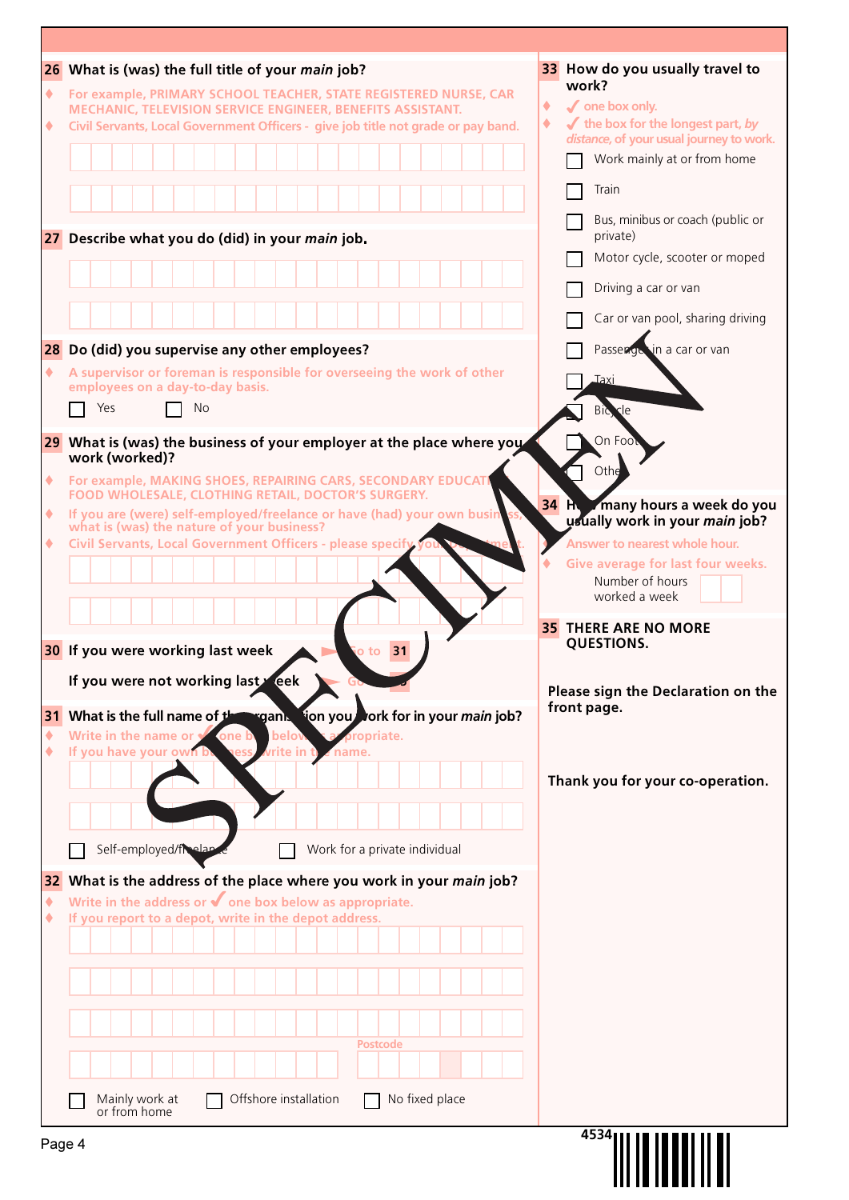**26** What is (was) the full title of your *main* job?

- For example, PRIMARY SCHOOL TEACHER, STATE REGISTERED NURSE, CAR MECHANIC, TELEVISION SERVICE ENGINEER, BENEFITS ASSISTANT.
- Civil Servants, Local Government Officers - give job title not grade or pay band.

**27** Describe what you do (did) in your *main* job.

**28** Do (did) you supervise any other employees?

- A supervisor or foreman is responsible for overseeing the work of other employees on a day-to-day basis.

☐ Yes ☐ No

**29** What is (was) the business of your employer at the place where you work (worked)?

- For example, MAKING SHOES, REPAIRING CARS, SECONDARY EDUCATION, FOOD WHOLESALE, CLOTHING RETAIL, DOCTOR'S SURGERY.
- If you are (were) self-employed/freelance or have (had) your own business, what is (was) the nature of your business?
- Civil Servants, Local Government Officers - please specify your Department.

**30** If you were working last week ► Go to **31**

If you were not working last week ► Go to **35**

**31** What is the full name of the organisation you work for in your *main* job?

- Write in the name or ✓ one box below as appropriate.
- If you have your own business, write in the name.

☐ Self-employed/freelance ☐ Work for a private individual

**32** What is the address of the place where you work in your *main* job?

- Write in the address or ✓ one box below as appropriate.
- If you report to a depot, write in the depot address.

Postcode

☐ Mainly work at or from home ☐ Offshore installation ☐ No fixed place

**33** How do you usually travel to work?

- ✓ one box only.
- ✓ the box for the longest part, *by distance*, of your usual journey to work.

☐ Work mainly at or from home
☐ Train
☐ Bus, minibus or coach (public or private)
☐ Motor cycle, scooter or moped
☐ Driving a car or van
☐ Car or van pool, sharing driving
☐ Passenger in a car or van
☐ Taxi
☐ Bicycle
☐ On Foot
☐ Other

**34** How many hours a week do you usually work in your *main* job?

- Answer to nearest whole hour.
- Give average for last four weeks.

Number of hours worked a week

**35** THERE ARE NO MORE QUESTIONS.

**Please sign the Declaration on the front page.**

**Thank you for your co-operation.**

SPECIMEN

4534